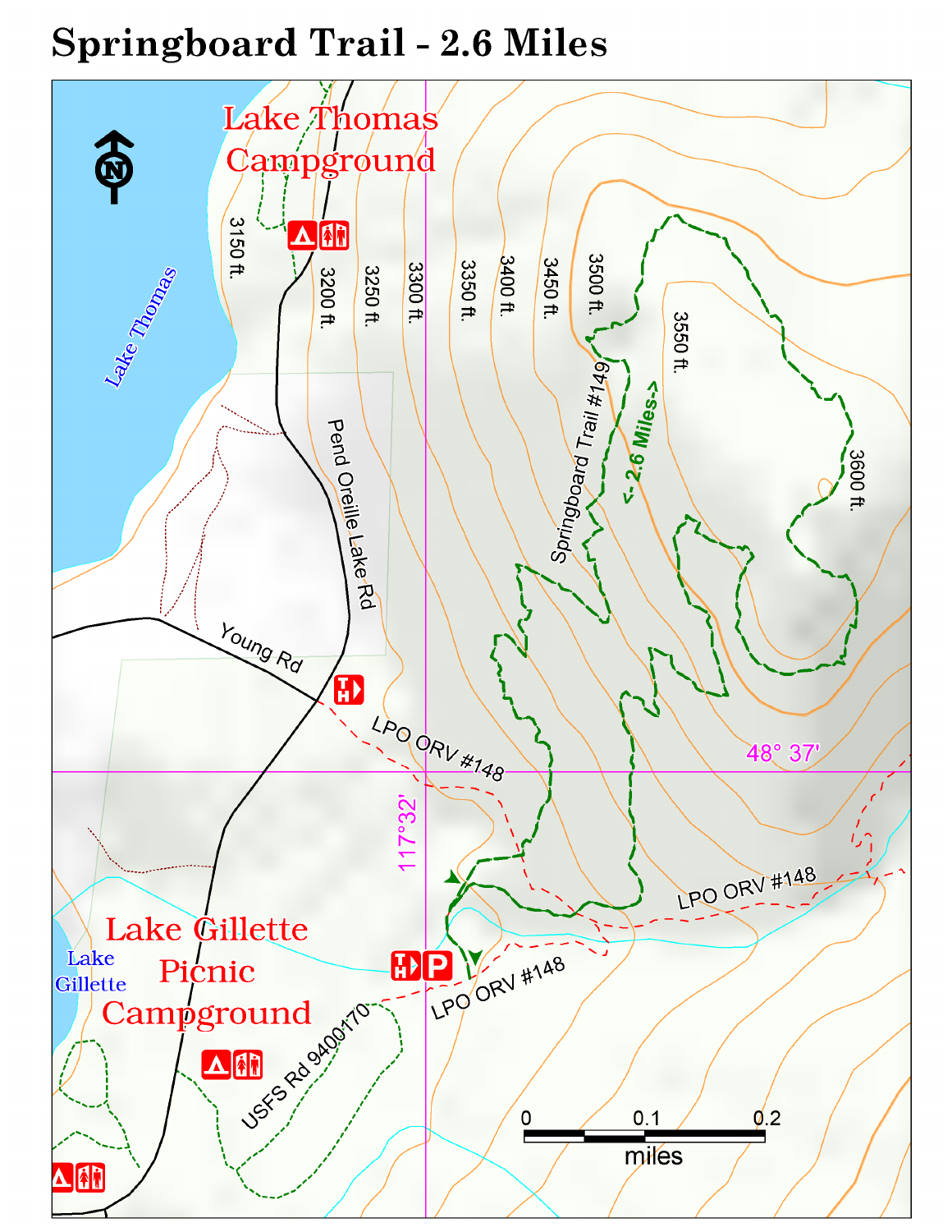# Springboard Trail - 2.6 Miles

Lake Thomas Campground

Lake Thomas

3150 ft.
3200 ft.
3250 ft.
3300 ft.
3350 ft.
3400 ft.
3450 ft.
3500 ft.
3550 ft.
3600 ft.

Springboard Trail #149

<- 2.6 Miles->

Pend Oreille Lake Rd

Young Rd

LPO ORV #148

48° 37'

117°32'

LPO ORV #148

Lake Gillette

Lake Gillette Picnic Campground

LPO ORV #148

USFS Rd 9400170

0 0.1 0.2
miles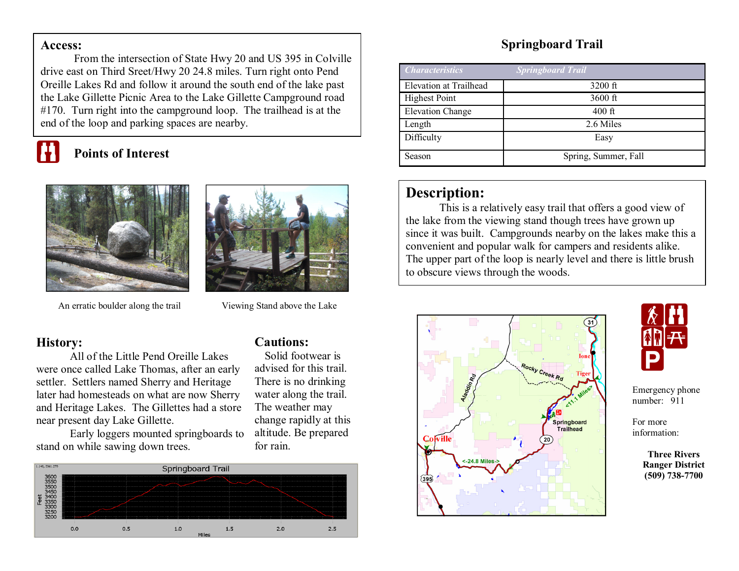## Access:

From the intersection of State Hwy 20 and US 395 in Colville drive east on Third Sreet/Hwy 20 24.8 miles. Turn right onto Pend Oreille Lakes Rd and follow it around the south end of the lake past the Lake Gillette Picnic Area to the Lake Gillette Campground road #170. Turn right into the campground loop. The trailhead is at the end of the loop and parking spaces are nearby.

## Points of Interest

An erratic boulder along the trail

Viewing Stand above the Lake

## History:

All of the Little Pend Oreille Lakes were once called Lake Thomas, after an early settler. Settlers named Sherry and Heritage later had homesteads on what are now Sherry and Heritage Lakes. The Gillettes had a store near present day Lake Gillette.

Early loggers mounted springboards to stand on while sawing down trees.

## Cautions:

Solid footwear is advised for this trail. There is no drinking water along the trail. The weather may change rapidly at this altitude. Be prepared for rain.

1:146, 3961.279

Springboard Trail

Feet

3600
3550
3500
3450
3400
3350
3300
3250
3200

0.0 0.5 1.0 1.5 2.0 2.5

Miles

# Springboard Trail

| Characteristics | Springboard Trail |
|---|---|
| Elevation at Trailhead | 3200 ft |
| Highest Point | 3600 ft |
| Elevation Change | 400 ft |
| Length | 2.6 Miles |
| Difficulty | Easy |
| Season | Spring, Summer, Fall |

## Description:

This is a relatively easy trail that offers a good view of the lake from the viewing stand though trees have grown up since it was built. Campgrounds nearby on the lakes make this a convenient and popular walk for campers and residents alike. The upper part of the loop is nearly level and there is little brush to obscure views through the woods.

31
Ione
Rocky Creek Rd
Tiger
Aladdin Rd
<11.1 Miles>
Springboard Trailhead
Colville
20
<-24.8 Miles->
395

Emergency phone number: 911

For more information:

**Three Rivers Ranger District (509) 738-7700**